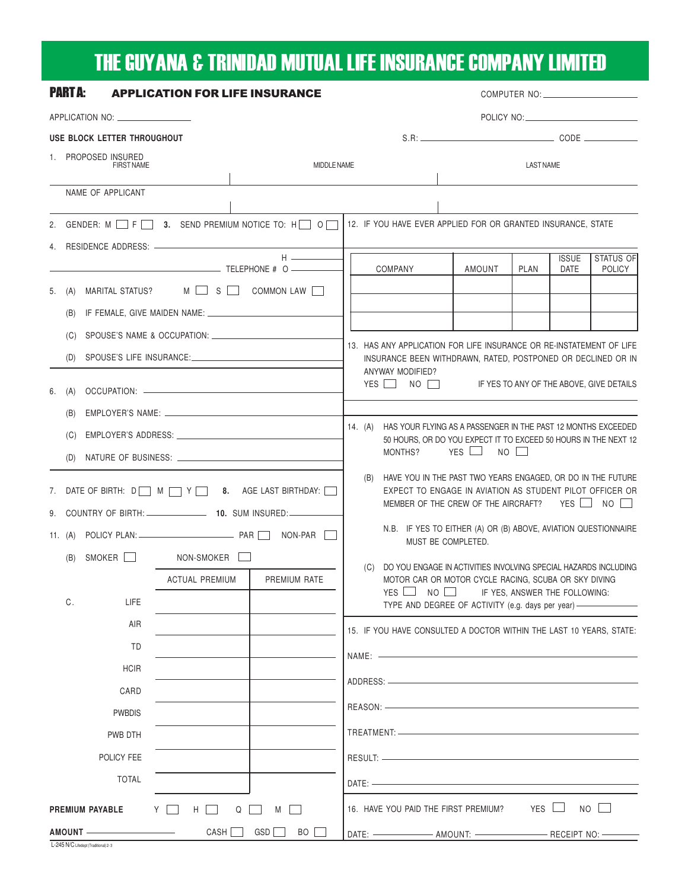# THE GUYANA & TRINIDAD MUTUAL LIFE INSURANCE COMPANY LIMITED

## PART A: APPLICATION FOR LIFE INSURANCE

COMPUTER NO: ____________________

APPLICATION NO: ________________

POLICY NO: ____________________

**USE BLOCK LETTER THROUGHOUT**

S.R: ____________________ CODE ____________

1. PROPOSED INSURED

| FIRST NAME | MIDDLE NAME | LAST NAME |
|---|---|---|
| | | |

NAME OF APPLICANT

| | | |
|---|---|---|
| | | |

2. GENDER: M ☐ F ☐ **3.** SEND PREMIUM NOTICE TO: H ☐ O ☐

4. RESIDENCE ADDRESS: ____________________ TELEPHONE # H ________ O ________

5. (A) MARITAL STATUS? M ☐ S ☐ COMMON LAW ☐
   (B) IF FEMALE, GIVE MAIDEN NAME: ____________________
   (C) SPOUSE'S NAME & OCCUPATION: ____________________
   (D) SPOUSE'S LIFE INSURANCE: ____________________

6. (A) OCCUPATION: ____________________
   (B) EMPLOYER'S NAME: ____________________
   (C) EMPLOYER'S ADDRESS: ____________________
   (D) NATURE OF BUSINESS: ____________________

7. DATE OF BIRTH: D ☐ M ☐ Y ☐ **8.** AGE LAST BIRTHDAY: ☐

9. COUNTRY OF BIRTH: ____________ **10.** SUM INSURED: ____________

11. (A) POLICY PLAN: ____________ PAR ☐ NON-PAR ☐
    (B) SMOKER ☐ NON-SMOKER ☐

| C. | ACTUAL PREMIUM | PREMIUM RATE |
|---|---|---|
| LIFE | | |
| AIR | | |
| TD | | |
| HCIR | | |
| CARD | | |
| PWBDIS | | |
| PWB DTH | | |
| POLICY FEE | | |
| TOTAL | | |

**PREMIUM PAYABLE** Y ☐ H ☐ Q ☐ M ☐

**AMOUNT** ____________ CASH ☐ GSD ☐ BO ☐

12. IF YOU HAVE EVER APPLIED FOR OR GRANTED INSURANCE, STATE

| COMPANY | AMOUNT | PLAN | ISSUE DATE | STATUS OF POLICY |
|---|---|---|---|---|
| | | | | |
| | | | | |
| | | | | |

13. HAS ANY APPLICATION FOR LIFE INSURANCE OR RE-INSTATEMENT OF LIFE INSURANCE BEEN WITHDRAWN, RATED, POSTPONED OR DECLINED OR IN ANYWAY MODIFIED?
    YES ☐ NO ☐ IF YES TO ANY OF THE ABOVE, GIVE DETAILS

14. (A) HAS YOUR FLYING AS A PASSENGER IN THE PAST 12 MONTHS EXCEEDED 50 HOURS, OR DO YOU EXPECT IT TO EXCEED 50 HOURS IN THE NEXT 12 MONTHS? YES ☐ NO ☐

    (B) HAVE YOU IN THE PAST TWO YEARS ENGAGED, OR DO IN THE FUTURE EXPECT TO ENGAGE IN AVIATION AS STUDENT PILOT OFFICER OR MEMBER OF THE CREW OF THE AIRCRAFT? YES ☐ NO ☐

    N.B. IF YES TO EITHER (A) OR (B) ABOVE, AVIATION QUESTIONNAIRE MUST BE COMPLETED.

    (C) DO YOU ENGAGE IN ACTIVITIES INVOLVING SPECIAL HAZARDS INCLUDING MOTOR CAR OR MOTOR CYCLE RACING, SCUBA OR SKY DIVING YES ☐ NO ☐ IF YES, ANSWER THE FOLLOWING:
    TYPE AND DEGREE OF ACTIVITY (e.g. days per year) ____________

15. IF YOU HAVE CONSULTED A DOCTOR WITHIN THE LAST 10 YEARS, STATE:

NAME: ____________________

ADDRESS: ____________________

REASON: ____________________

TREATMENT: ____________________

RESULT: ____________________

DATE: ____________________

16. HAVE YOU PAID THE FIRST PREMIUM? YES ☐ NO ☐

DATE: ____________ AMOUNT: ____________ RECEIPT NO: ____________

L-245 N/C Lifedept (Traditional) 2-3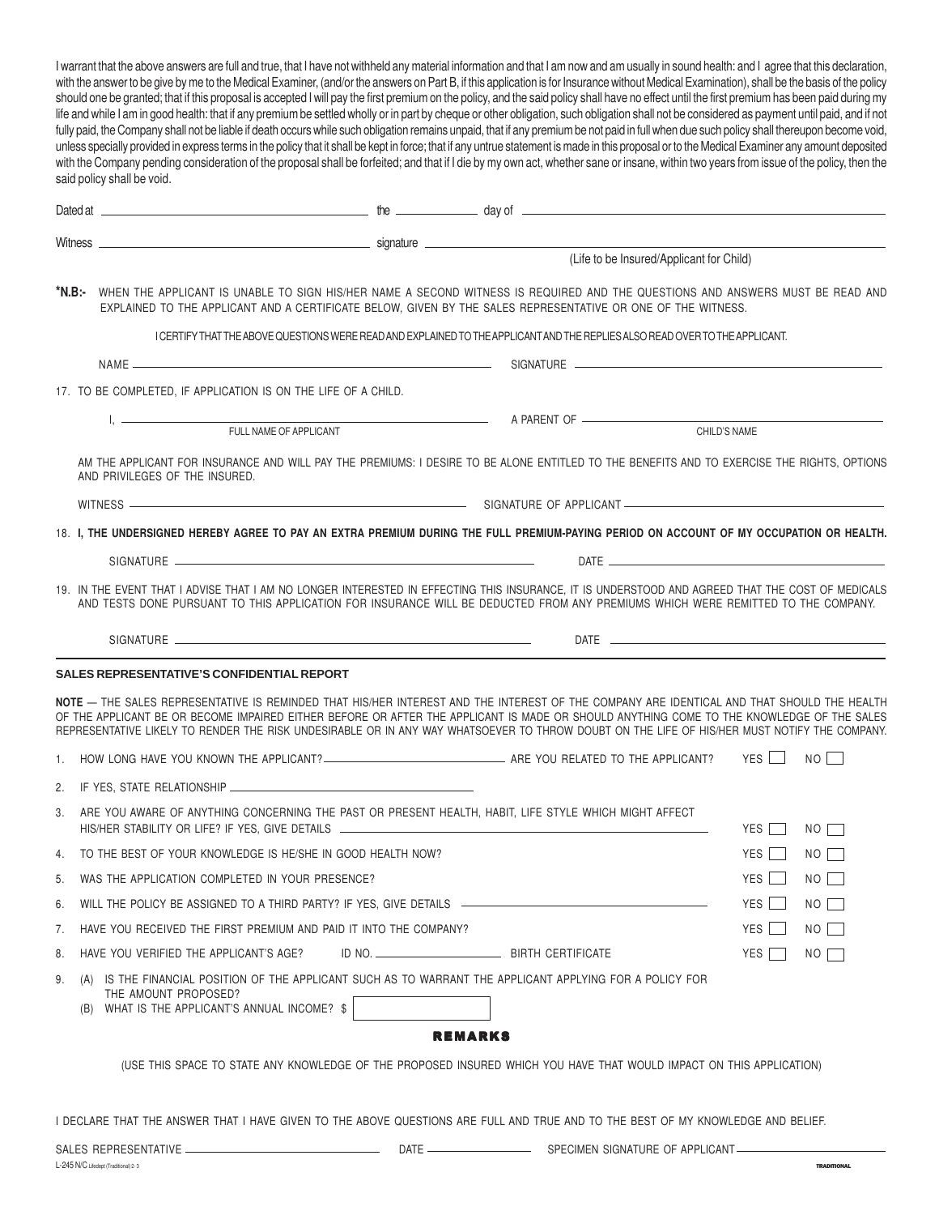I warrant that the above answers are full and true, that I have not withheld any material information and that I am now and am usually in sound health: and I agree that this declaration, with the answer to be give by me to the Medical Examiner, (and/or the answers on Part B, if this application is for Insurance without Medical Examination), shall be the basis of the policy should one be granted; that if this proposal is accepted I will pay the first premium on the policy, and the said policy shall have no effect until the first premium has been paid during my life and while I am in good health: that if any premium be settled wholly or in part by cheque or other obligation, such obligation shall not be considered as payment until paid, and if not fully paid, the Company shall not be liable if death occurs while such obligation remains unpaid, that if any premium be not paid in full when due such policy shall thereupon become void, unless specially provided in express terms in the policy that it shall be kept in force; that if any untrue statement is made in this proposal or to the Medical Examiner any amount deposited with the Company pending consideration of the proposal shall be forfeited; and that if I die by my own act, whether sane or insane, within two years from issue of the policy, then the said policy shall be void.

Dated at ______________________ the __________ day of ______________________

Witness ______________________ signature ______________________
(Life to be Insured/Applicant for Child)

**\*N.B:-** WHEN THE APPLICANT IS UNABLE TO SIGN HIS/HER NAME A SECOND WITNESS IS REQUIRED AND THE QUESTIONS AND ANSWERS MUST BE READ AND EXPLAINED TO THE APPLICANT AND A CERTIFICATE BELOW, GIVEN BY THE SALES REPRESENTATIVE OR ONE OF THE WITNESS.

I CERTIFY THAT THE ABOVE QUESTIONS WERE READ AND EXPLAINED TO THE APPLICANT AND THE REPLIES ALSO READ OVER TO THE APPLICANT.

NAME ______________________ SIGNATURE ______________________

17. TO BE COMPLETED, IF APPLICATION IS ON THE LIFE OF A CHILD.

I, ______________________ A PARENT OF ______________________
FULL NAME OF APPLICANT — CHILD'S NAME

AM THE APPLICANT FOR INSURANCE AND WILL PAY THE PREMIUMS: I DESIRE TO BE ALONE ENTITLED TO THE BENEFITS AND TO EXERCISE THE RIGHTS, OPTIONS AND PRIVILEGES OF THE INSURED.

WITNESS ______________________ SIGNATURE OF APPLICANT ______________________

18. **I, THE UNDERSIGNED HEREBY AGREE TO PAY AN EXTRA PREMIUM DURING THE FULL PREMIUM-PAYING PERIOD ON ACCOUNT OF MY OCCUPATION OR HEALTH.**

SIGNATURE ______________________ DATE ______________________

19. IN THE EVENT THAT I ADVISE THAT I AM NO LONGER INTERESTED IN EFFECTING THIS INSURANCE, IT IS UNDERSTOOD AND AGREED THAT THE COST OF MEDICALS AND TESTS DONE PURSUANT TO THIS APPLICATION FOR INSURANCE WILL BE DEDUCTED FROM ANY PREMIUMS WHICH WERE REMITTED TO THE COMPANY.

SIGNATURE ______________________ DATE ______________________

## SALES REPRESENTATIVE'S CONFIDENTIAL REPORT

**NOTE** — THE SALES REPRESENTATIVE IS REMINDED THAT HIS/HER INTEREST AND THE INTEREST OF THE COMPANY ARE IDENTICAL AND THAT SHOULD THE HEALTH OF THE APPLICANT BE OR BECOME IMPAIRED EITHER BEFORE OR AFTER THE APPLICANT IS MADE OR SHOULD ANYTHING COME TO THE KNOWLEDGE OF THE SALES REPRESENTATIVE LIKELY TO RENDER THE RISK UNDESIRABLE OR IN ANY WAY WHATSOEVER TO THROW DOUBT ON THE LIFE OF HIS/HER MUST NOTIFY THE COMPANY.

1. HOW LONG HAVE YOU KNOWN THE APPLICANT? ______________ ARE YOU RELATED TO THE APPLICANT? YES ☐ NO ☐
2. IF YES, STATE RELATIONSHIP ______________
3. ARE YOU AWARE OF ANYTHING CONCERNING THE PAST OR PRESENT HEALTH, HABIT, LIFE STYLE WHICH MIGHT AFFECT HIS/HER STABILITY OR LIFE? IF YES, GIVE DETAILS ______________ YES ☐ NO ☐
4. TO THE BEST OF YOUR KNOWLEDGE IS HE/SHE IN GOOD HEALTH NOW? YES ☐ NO ☐
5. WAS THE APPLICATION COMPLETED IN YOUR PRESENCE? YES ☐ NO ☐
6. WILL THE POLICY BE ASSIGNED TO A THIRD PARTY? IF YES, GIVE DETAILS ______________ YES ☐ NO ☐
7. HAVE YOU RECEIVED THE FIRST PREMIUM AND PAID IT INTO THE COMPANY? YES ☐ NO ☐
8. HAVE YOU VERIFIED THE APPLICANT'S AGE? ID NO. ______________ BIRTH CERTIFICATE YES ☐ NO ☐
9. (A) IS THE FINANCIAL POSITION OF THE APPLICANT SUCH AS TO WARRANT THE APPLICANT APPLYING FOR A POLICY FOR THE AMOUNT PROPOSED?
   (B) WHAT IS THE APPLICANT'S ANNUAL INCOME? $ ______________

### REMARKS

(USE THIS SPACE TO STATE ANY KNOWLEDGE OF THE PROPOSED INSURED WHICH YOU HAVE THAT WOULD IMPACT ON THIS APPLICATION)

I DECLARE THAT THE ANSWER THAT I HAVE GIVEN TO THE ABOVE QUESTIONS ARE FULL AND TRUE AND TO THE BEST OF MY KNOWLEDGE AND BELIEF.

SALES REPRESENTATIVE ______________ DATE ______________ SPECIMEN SIGNATURE OF APPLICANT ______________

L-245 N/C Lifedept (Traditional) 2-3 — TRADITIONAL